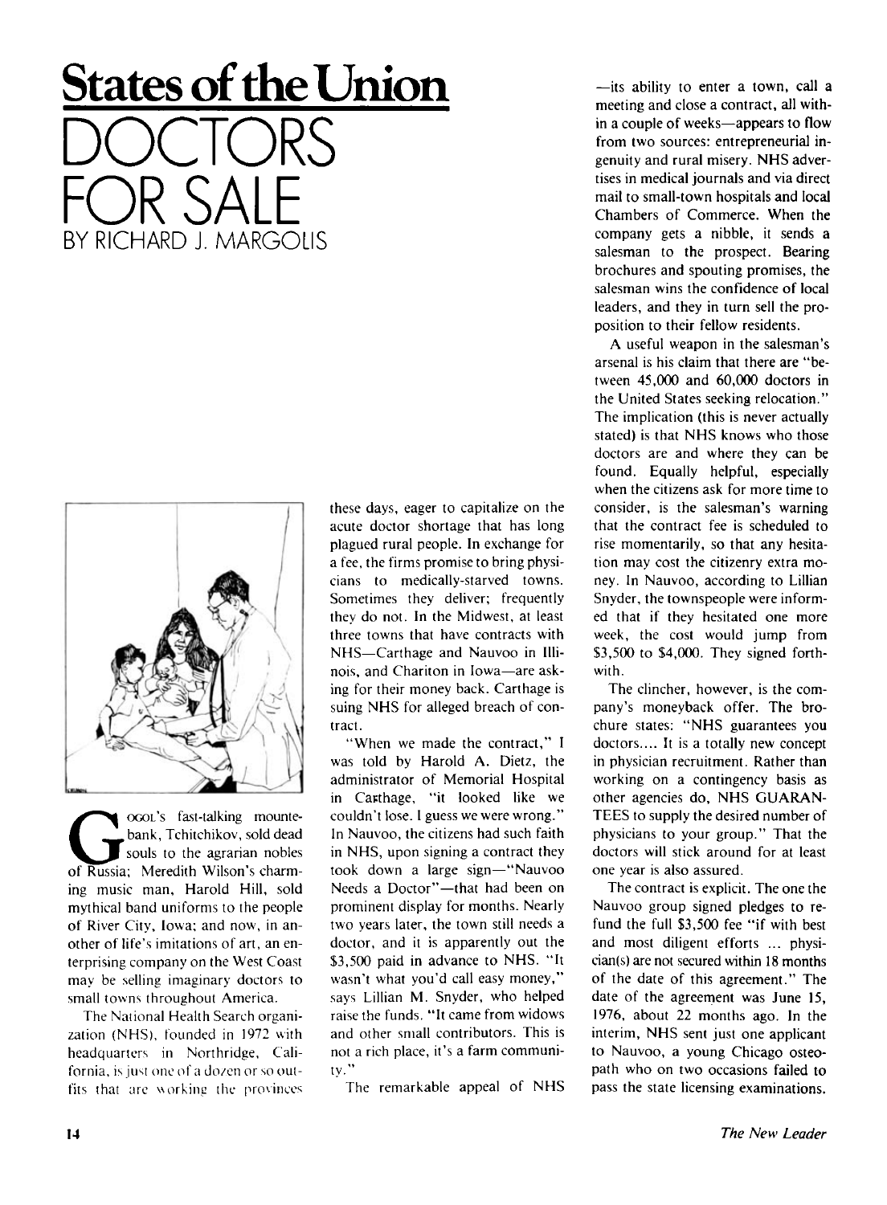# States of the Union

## DOCTORS FOR SALE

### BY RICHARD J. MARGOLIS

Gogol's fast-talking mountebank, Tchitchikov, sold dead souls to the agrarian nobles of Russia; Meredith Wilson's charming music man, Harold Hill, sold mythical band uniforms to the people of River City, Iowa; and now, in another of life's imitations of art, an enterprising company on the West Coast may be selling imaginary doctors to small towns throughout America.

The National Health Search organization (NHS), founded in 1972 with headquarters in Northridge, California, is just one of a dozen or so outfits that are working the provinces these days, eager to capitalize on the acute doctor shortage that has long plagued rural people. In exchange for a fee, the firms promise to bring physicians to medically-starved towns. Sometimes they deliver; frequently they do not. In the Midwest, at least three towns that have contracts with NHS—Carthage and Nauvoo in Illinois, and Chariton in Iowa—are asking for their money back. Carthage is suing NHS for alleged breach of contract.

"When we made the contract," I was told by Harold A. Dietz, the administrator of Memorial Hospital in Carthage, "it looked like we couldn't lose. I guess we were wrong." In Nauvoo, the citizens had such faith in NHS, upon signing a contract they took down a large sign—"Nauvoo Needs a Doctor"—that had been on prominent display for months. Nearly two years later, the town still needs a doctor, and it is apparently out the $3,500 paid in advance to NHS. "It wasn't what you'd call easy money," says Lillian M. Snyder, who helped raise the funds. "It came from widows and other small contributors. This is not a rich place, it's a farm community."

The remarkable appeal of NHS—its ability to enter a town, call a meeting and close a contract, all within a couple of weeks—appears to flow from two sources: entrepreneurial ingenuity and rural misery. NHS advertises in medical journals and via direct mail to small-town hospitals and local Chambers of Commerce. When the company gets a nibble, it sends a salesman to the prospect. Bearing brochures and spouting promises, the salesman wins the confidence of local leaders, and they in turn sell the proposition to their fellow residents.

A useful weapon in the salesman's arsenal is his claim that there are "between 45,000 and 60,000 doctors in the United States seeking relocation." The implication (this is never actually stated) is that NHS knows who those doctors are and where they can be found. Equally helpful, especially when the citizens ask for more time to consider, is the salesman's warning that the contract fee is scheduled to rise momentarily, so that any hesitation may cost the citizenry extra money. In Nauvoo, according to Lillian Snyder, the townspeople were informed that if they hesitated one more week, the cost would jump from $3,500 to $4,000. They signed forthwith.

The clincher, however, is the company's moneyback offer. The brochure states: "NHS guarantees you doctors.... It is a totally new concept in physician recruitment. Rather than working on a contingency basis as other agencies do, NHS GUARANTEES to supply the desired number of physicians to your group." That the doctors will stick around for at least one year is also assured.

The contract is explicit. The one the Nauvoo group signed pledges to refund the full $3,500 fee "if with best and most diligent efforts ... physician(s) are not secured within 18 months of the date of this agreement." The date of the agreement was June 15, 1976, about 22 months ago. In the interim, NHS sent just one applicant to Nauvoo, a young Chicago osteopath who on two occasions failed to pass the state licensing examinations.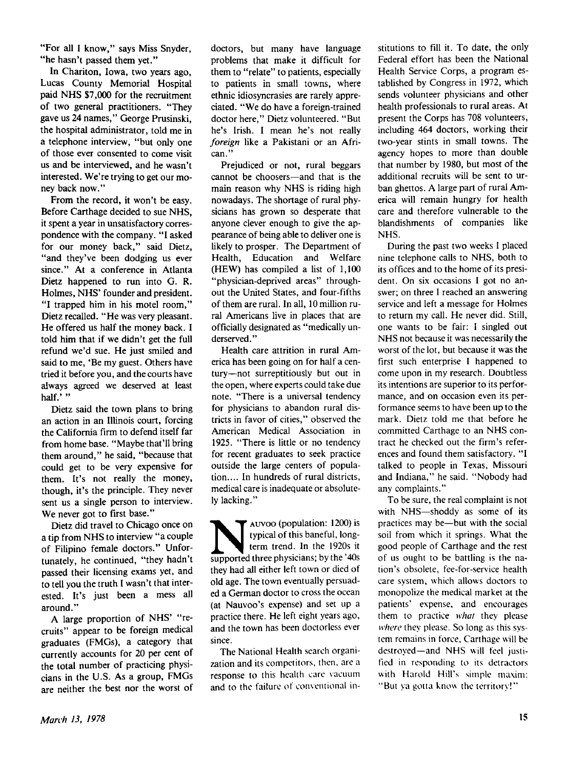"For all I know," says Miss Snyder, "he hasn't passed them yet."

In Chariton, Iowa, two years ago, Lucas County Memorial Hospital paid NHS $7,000 for the recruitment of two general practitioners. "They gave us 24 names," George Prusinski, the hospital administrator, told me in a telephone interview, "but only one of those ever consented to come visit us and be interviewed, and he wasn't interested. We're trying to get our money back now."

From the record, it won't be easy. Before Carthage decided to sue NHS, it spent a year in unsatisfactory correspondence with the company. "I asked for our money back," said Dietz, "and they've been dodging us ever since." At a conference in Atlanta Dietz happened to run into G. R. Holmes, NHS' founder and president. "I trapped him in his motel room," Dietz recalled. "He was very pleasant. He offered us half the money back. I told him that if we didn't get the full refund we'd sue. He just smiled and said to me, 'Be my guest. Others have tried it before you, and the courts have always agreed we deserved at least half.' "

Dietz said the town plans to bring an action in an Illinois court, forcing the California firm to defend itself far from home base. "Maybe that'll bring them around," he said, "because that could get to be very expensive for them. It's not really the money, though, it's the principle. They never sent us a single person to interview. We never got to first base."

Dietz did travel to Chicago once on a tip from NHS to interview "a couple of Filipino female doctors." Unfortunately, he continued, "they hadn't passed their licensing exams yet, and to tell you the truth I wasn't that interested. It's just been a mess all around."

A large proportion of NHS' "recruits" appear to be foreign medical graduates (FMGs), a category that currently accounts for 20 per cent of the total number of practicing physicians in the U.S. As a group, FMGs are neither the best nor the worst of doctors, but many have language problems that make it difficult for them to "relate" to patients, especially to patients in small towns, where ethnic idiosyncrasies are rarely appreciated. "We do have a foreign-trained doctor here," Dietz volunteered. "But he's Irish. I mean he's not really *foreign* like a Pakistani or an African."

Prejudiced or not, rural beggars cannot be choosers—and that is the main reason why NHS is riding high nowadays. The shortage of rural physicians has grown so desperate that anyone clever enough to give the appearance of being able to deliver one is likely to prosper. The Department of Health, Education and Welfare (HEW) has compiled a list of 1,100 "physician-deprived areas" throughout the United States, and four-fifths of them are rural. In all, 10 million rural Americans live in places that are officially designated as "medically underserved."

Health care attrition in rural America has been going on for half a century—not surreptitiously but out in the open, where experts could take due note. "There is a universal tendency for physicians to abandon rural districts in favor of cities," observed the American Medical Association in 1925. "There is little or no tendency for recent graduates to seek practice outside the large centers of population.... In hundreds of rural districts, medical care is inadequate or absolutely lacking."

NAUVOO (population: 1200) is typical of this baneful, long-term trend. In the 1920s it supported three physicians; by the '40s they had all either left town or died of old age. The town eventually persuaded a German doctor to cross the ocean (at Nauvoo's expense) and set up a practice there. He left eight years ago, and the town has been doctorless ever since.

The National Health search organization and its competitors, then, are a response to this health care vacuum and to the failure of conventional institutions to fill it. To date, the only Federal effort has been the National Health Service Corps, a program established by Congress in 1972, which sends volunteer physicians and other health professionals to rural areas. At present the Corps has 708 volunteers, including 464 doctors, working their two-year stints in small towns. The agency hopes to more than double that number by 1980, but most of the additional recruits will be sent to urban ghettos. A large part of rural America will remain hungry for health care and therefore vulnerable to the blandishments of companies like NHS.

During the past two weeks I placed nine telephone calls to NHS, both to its offices and to the home of its president. On six occasions I got no answer; on three I reached an answering service and left a message for Holmes to return my call. He never did. Still, one wants to be fair: I singled out NHS not because it was necessarily the worst of the lot, but because it was the first such enterprise I happened to come upon in my research. Doubtless its intentions are superior to its performance, and on occasion even its performance seems to have been up to the mark. Dietz told me that before he committed Carthage to an NHS contract he checked out the firm's references and found them satisfactory. "I talked to people in Texas, Missouri and Indiana," he said. "Nobody had any complaints."

To be sure, the real complaint is not with NHS—shoddy as some of its practices may be—but with the social soil from which it springs. What the good people of Carthage and the rest of us ought to be battling is the nation's obsolete, fee-for-service health care system, which allows doctors to monopolize the medical market at the patients' expense, and encourages them to practice *what* they please *where* they please. So long as this system remains in force, Carthage will be destroyed—and NHS will feel justified in responding to its detractors with Harold Hill's simple maxim: "But ya gotta know the territory!"